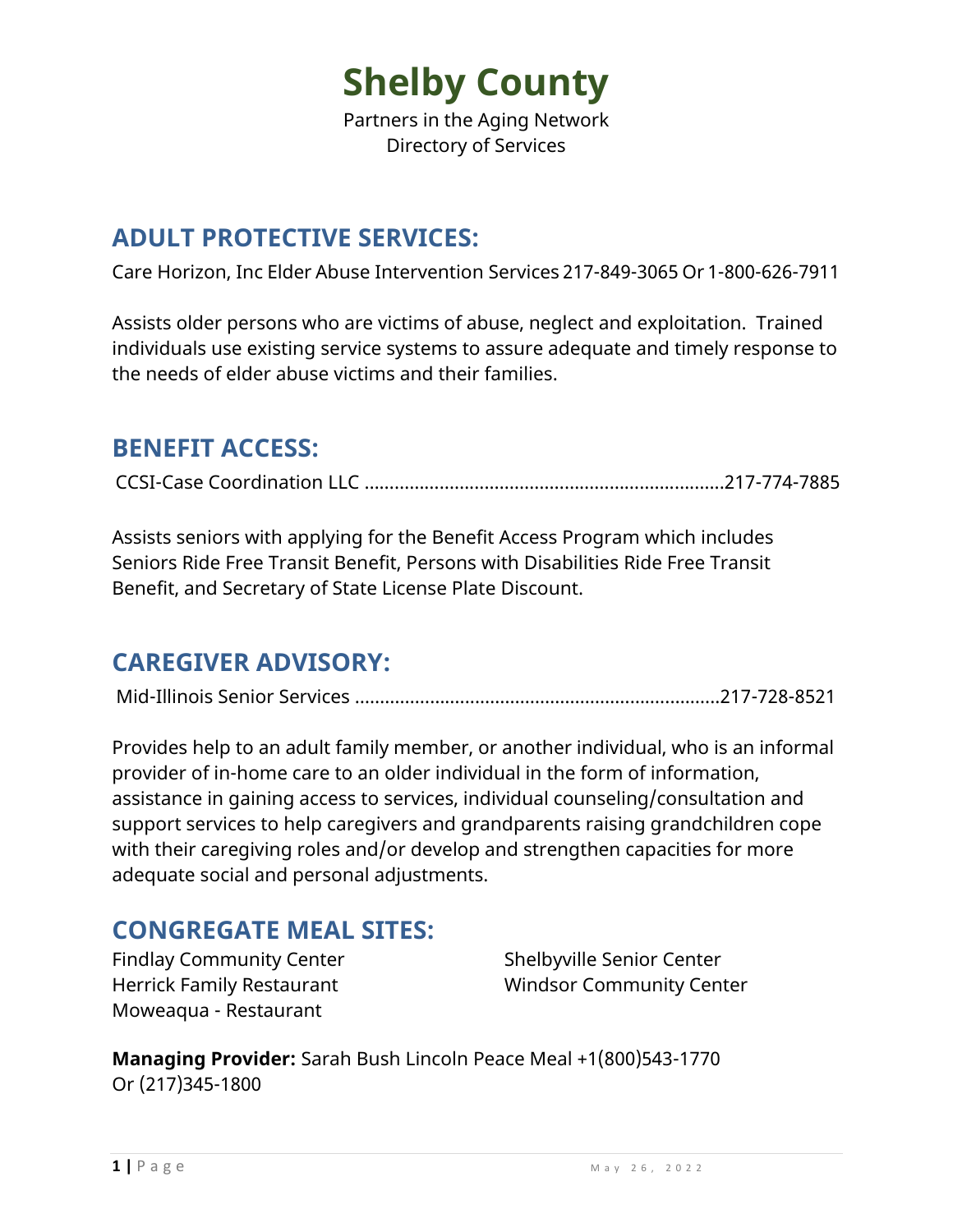# Shelby County

Partners in the Aging Network
Directory of Services

## ADULT PROTECTIVE SERVICES:

Care Horizon, Inc Elder Abuse Intervention Services 217-849-3065 Or 1-800-626-7911

Assists older persons who are victims of abuse, neglect and exploitation. Trained individuals use existing service systems to assure adequate and timely response to the needs of elder abuse victims and their families.

## BENEFIT ACCESS:

CCSI-Case Coordination LLC .......................................................................217-774-7885

Assists seniors with applying for the Benefit Access Program which includes Seniors Ride Free Transit Benefit, Persons with Disabilities Ride Free Transit Benefit, and Secretary of State License Plate Discount.

## CAREGIVER ADVISORY:

Mid-Illinois Senior Services .......................................................................217-728-8521

Provides help to an adult family member, or another individual, who is an informal provider of in-home care to an older individual in the form of information, assistance in gaining access to services, individual counseling/consultation and support services to help caregivers and grandparents raising grandchildren cope with their caregiving roles and/or develop and strengthen capacities for more adequate social and personal adjustments.

## CONGREGATE MEAL SITES:

Findlay Community Center
Herrick Family Restaurant
Moweaqua - Restaurant
Shelbyville Senior Center
Windsor Community Center

**Managing Provider:** Sarah Bush Lincoln Peace Meal +1(800)543-1770 Or (217)345-1800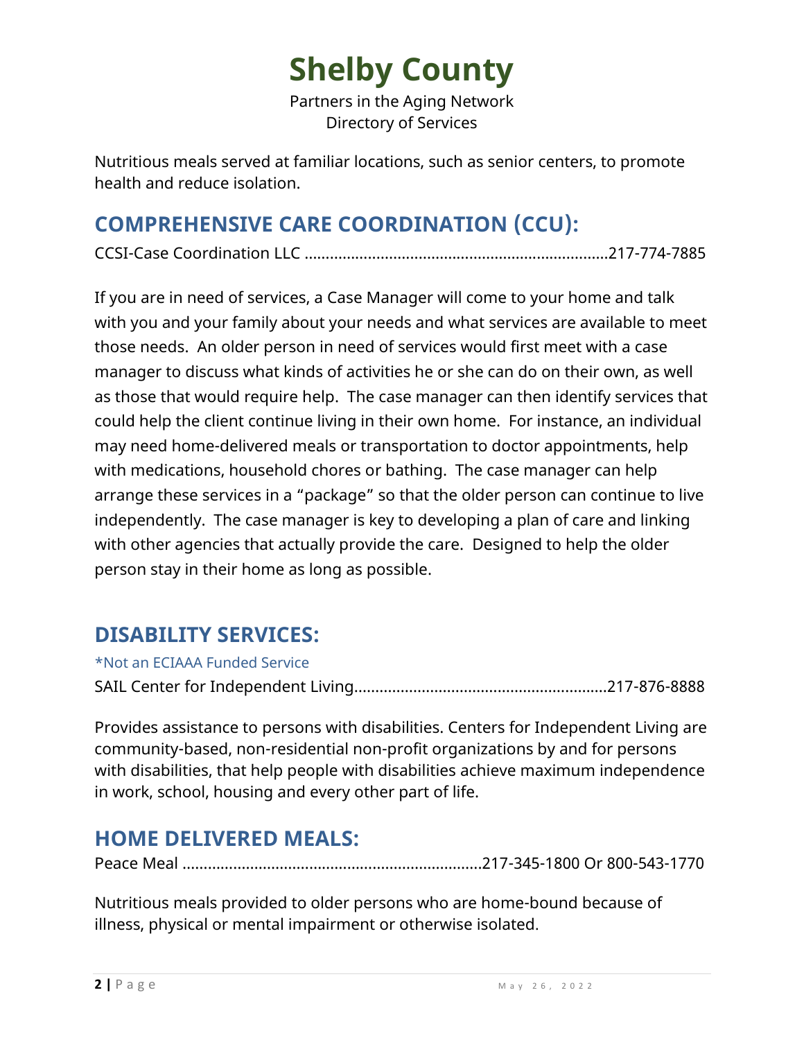Nutritious meals served at familiar locations, such as senior centers, to promote health and reduce isolation.

## COMPREHENSIVE CARE COORDINATION (CCU):

CCSI-Case Coordination LLC ......................................................................217-774-7885

If you are in need of services, a Case Manager will come to your home and talk with you and your family about your needs and what services are available to meet those needs. An older person in need of services would first meet with a case manager to discuss what kinds of activities he or she can do on their own, as well as those that would require help. The case manager can then identify services that could help the client continue living in their own home. For instance, an individual may need home-delivered meals or transportation to doctor appointments, help with medications, household chores or bathing. The case manager can help arrange these services in a "package" so that the older person can continue to live independently. The case manager is key to developing a plan of care and linking with other agencies that actually provide the care. Designed to help the older person stay in their home as long as possible.

## DISABILITY SERVICES:

*Not an ECIAAA Funded Service

SAIL Center for Independent Living...........................................................217-876-8888

Provides assistance to persons with disabilities. Centers for Independent Living are community-based, non-residential non-profit organizations by and for persons with disabilities, that help people with disabilities achieve maximum independence in work, school, housing and every other part of life.

## HOME DELIVERED MEALS:

Peace Meal ......................................................................217-345-1800 Or 800-543-1770

Nutritious meals provided to older persons who are home-bound because of illness, physical or mental impairment or otherwise isolated.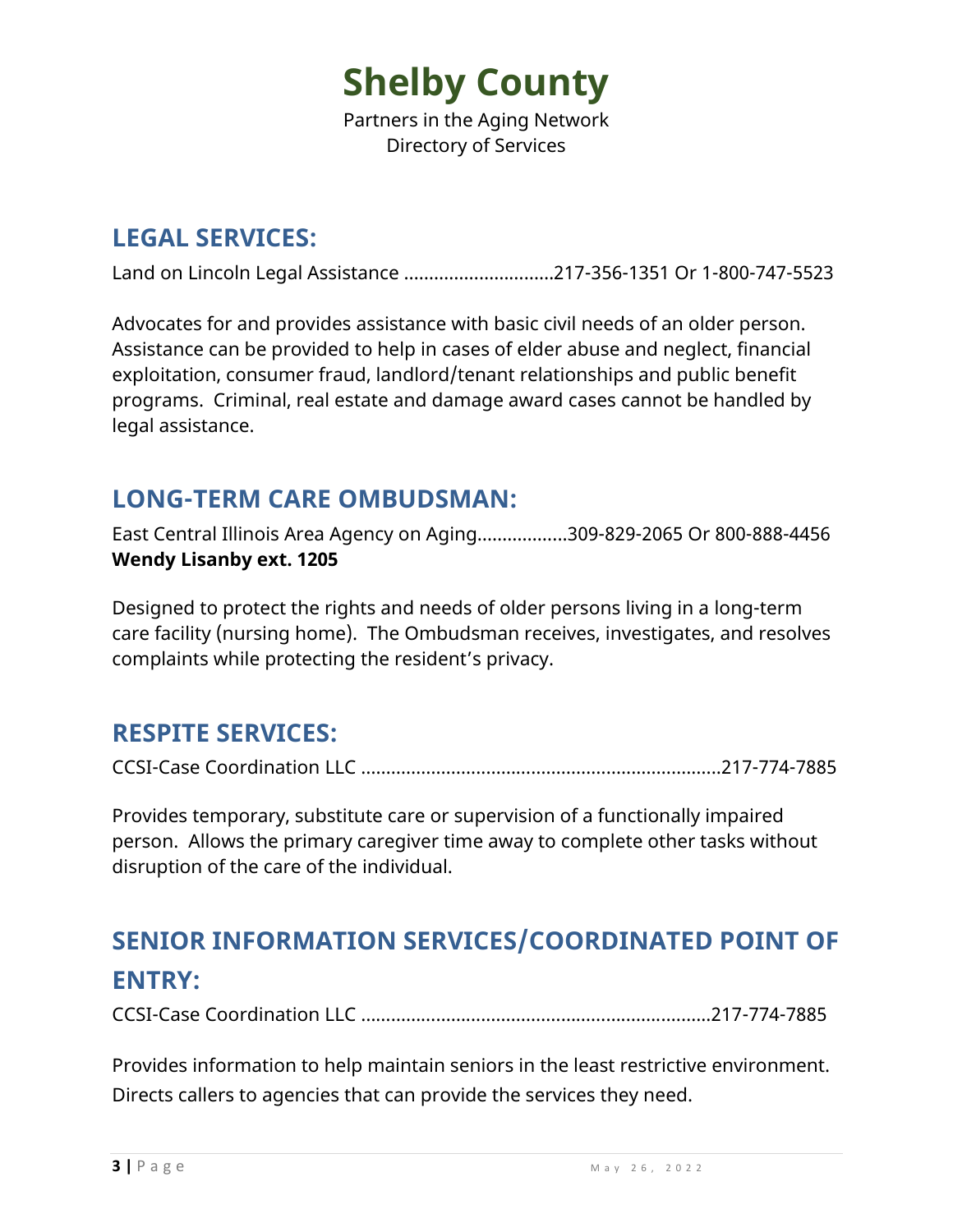# Shelby County

Partners in the Aging Network
Directory of Services

## LEGAL SERVICES:

Land on Lincoln Legal Assistance ..............................217-356-1351 Or 1-800-747-5523

Advocates for and provides assistance with basic civil needs of an older person. Assistance can be provided to help in cases of elder abuse and neglect, financial exploitation, consumer fraud, landlord/tenant relationships and public benefit programs. Criminal, real estate and damage award cases cannot be handled by legal assistance.

## LONG-TERM CARE OMBUDSMAN:

East Central Illinois Area Agency on Aging..................309-829-2065 Or 800-888-4456
**Wendy Lisanby ext. 1205**

Designed to protect the rights and needs of older persons living in a long-term care facility (nursing home). The Ombudsman receives, investigates, and resolves complaints while protecting the resident's privacy.

## RESPITE SERVICES:

CCSI-Case Coordination LLC .......................................................................217-774-7885

Provides temporary, substitute care or supervision of a functionally impaired person. Allows the primary caregiver time away to complete other tasks without disruption of the care of the individual.

## SENIOR INFORMATION SERVICES/COORDINATED POINT OF ENTRY:

CCSI-Case Coordination LLC .....................................................................217-774-7885

Provides information to help maintain seniors in the least restrictive environment. Directs callers to agencies that can provide the services they need.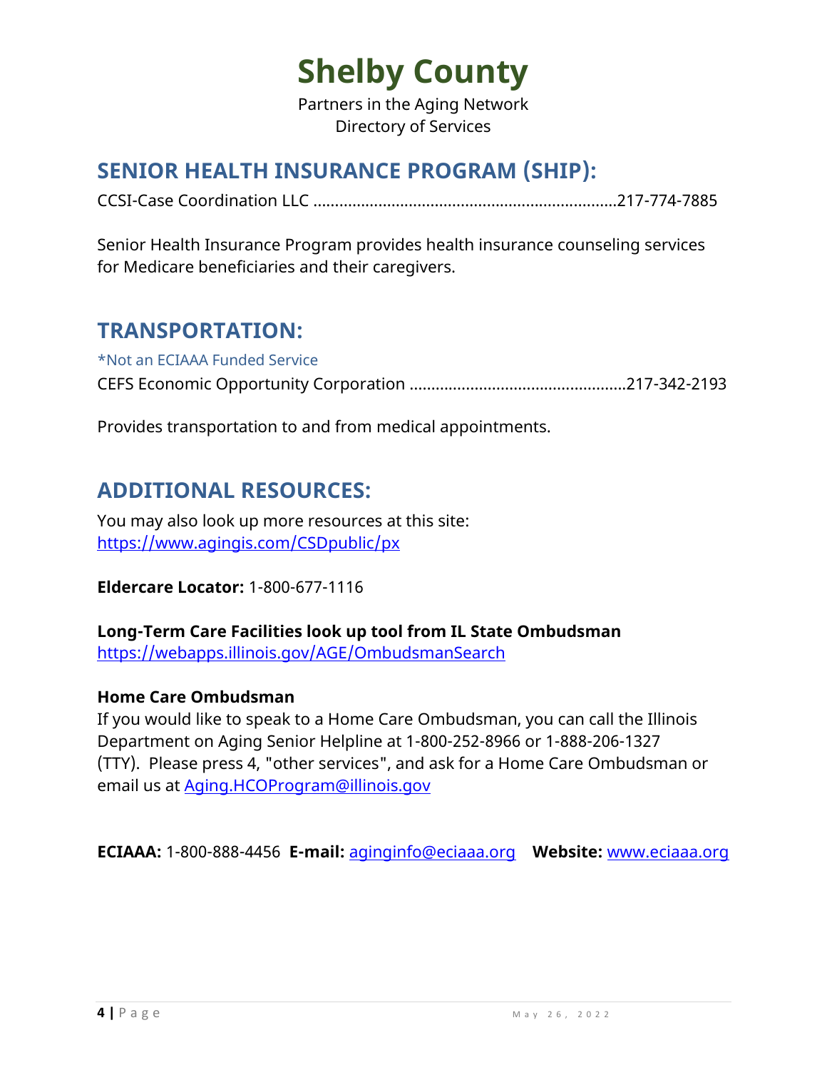# Shelby County

Partners in the Aging Network
Directory of Services

## SENIOR HEALTH INSURANCE PROGRAM (SHIP):

CCSI-Case Coordination LLC ....................................................................217-774-7885

Senior Health Insurance Program provides health insurance counseling services for Medicare beneficiaries and their caregivers.

## TRANSPORTATION:

*Not an ECIAAA Funded Service

CEFS Economic Opportunity Corporation .................................................217-342-2193

Provides transportation to and from medical appointments.

## ADDITIONAL RESOURCES:

You may also look up more resources at this site:
https://www.agingis.com/CSDpublic/px

**Eldercare Locator:** 1-800-677-1116

**Long-Term Care Facilities look up tool from IL State Ombudsman**
https://webapps.illinois.gov/AGE/OmbudsmanSearch

**Home Care Ombudsman**
If you would like to speak to a Home Care Ombudsman, you can call the Illinois Department on Aging Senior Helpline at 1-800-252-8966 or 1-888-206-1327 (TTY). Please press 4, "other services", and ask for a Home Care Ombudsman or email us at Aging.HCOProgram@illinois.gov

**ECIAAA:** 1-800-888-4456 **E-mail:** aginginfo@eciaaa.org **Website:** www.eciaaa.org